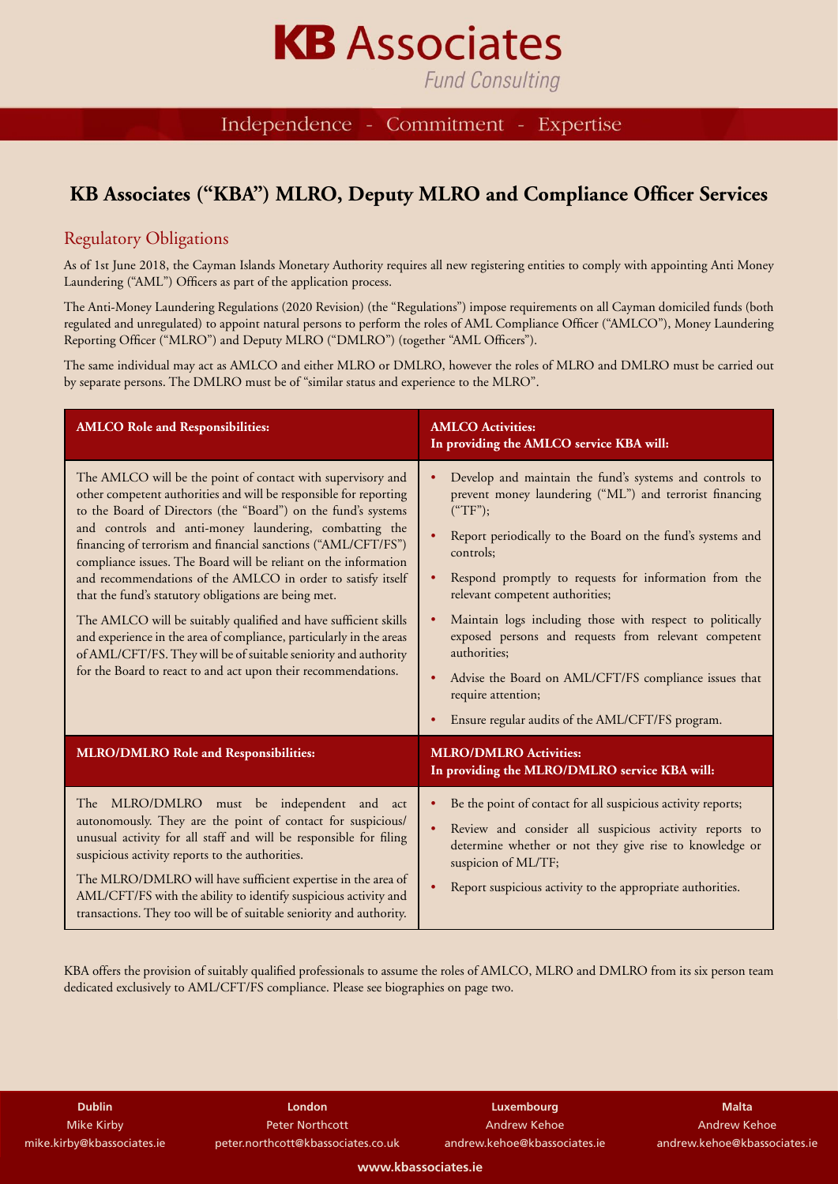# KB Associates

Fund Consulting

Independence - Commitment - Expertise

## KB Associates ("KBA") MLRO, Deputy MLRO and Compliance Officer Services

### Regulatory Obligations

As of 1st June 2018, the Cayman Islands Monetary Authority requires all new registering entities to comply with appointing Anti Money Laundering ("AML") Officers as part of the application process.

The Anti-Money Laundering Regulations (2020 Revision) (the "Regulations") impose requirements on all Cayman domiciled funds (both regulated and unregulated) to appoint natural persons to perform the roles of AML Compliance Officer ("AMLCO"), Money Laundering Reporting Officer ("MLRO") and Deputy MLRO ("DMLRO") (together "AML Officers").

The same individual may act as AMLCO and either MLRO or DMLRO, however the roles of MLRO and DMLRO must be carried out by separate persons. The DMLRO must be of "similar status and experience to the MLRO".

| **AMLCO Role and Responsibilities:** | **AMLCO Activities: In providing the AMLCO service KBA will:** |
|---|---|
| The AMLCO will be the point of contact with supervisory and other competent authorities and will be responsible for reporting to the Board of Directors (the "Board") on the fund's systems and controls and anti-money laundering, combatting the financing of terrorism and financial sanctions ("AML/CFT/FS") compliance issues. The Board will be reliant on the information and recommendations of the AMLCO in order to satisfy itself that the fund's statutory obligations are being met.<br><br>The AMLCO will be suitably qualified and have sufficient skills and experience in the area of compliance, particularly in the areas of AML/CFT/FS. They will be of suitable seniority and authority for the Board to react to and act upon their recommendations. | • Develop and maintain the fund's systems and controls to prevent money laundering ("ML") and terrorist financing ("TF");<br>• Report periodically to the Board on the fund's systems and controls;<br>• Respond promptly to requests for information from the relevant competent authorities;<br>• Maintain logs including those with respect to politically exposed persons and requests from relevant competent authorities;<br>• Advise the Board on AML/CFT/FS compliance issues that require attention;<br>• Ensure regular audits of the AML/CFT/FS program. |
| **MLRO/DMLRO Role and Responsibilities:** | **MLRO/DMLRO Activities: In providing the MLRO/DMLRO service KBA will:** |
| The MLRO/DMLRO must be independent and act autonomously. They are the point of contact for suspicious/unusual activity for all staff and will be responsible for filing suspicious activity reports to the authorities.<br><br>The MLRO/DMLRO will have sufficient expertise in the area of AML/CFT/FS with the ability to identify suspicious activity and transactions. They too will be of suitable seniority and authority. | • Be the point of contact for all suspicious activity reports;<br>• Review and consider all suspicious activity reports to determine whether or not they give rise to knowledge or suspicion of ML/TF;<br>• Report suspicious activity to the appropriate authorities. |

KBA offers the provision of suitably qualified professionals to assume the roles of AMLCO, MLRO and DMLRO from its six person team dedicated exclusively to AML/CFT/FS compliance. Please see biographies on page two.

| Dublin | London | Luxembourg | Malta |
|---|---|---|---|
| Mike Kirby | Peter Northcott | Andrew Kehoe | Andrew Kehoe |
| mike.kirby@kbassociates.ie | peter.northcott@kbassociates.co.uk | andrew.kehoe@kbassociates.ie | andrew.kehoe@kbassociates.ie |

www.kbassociates.ie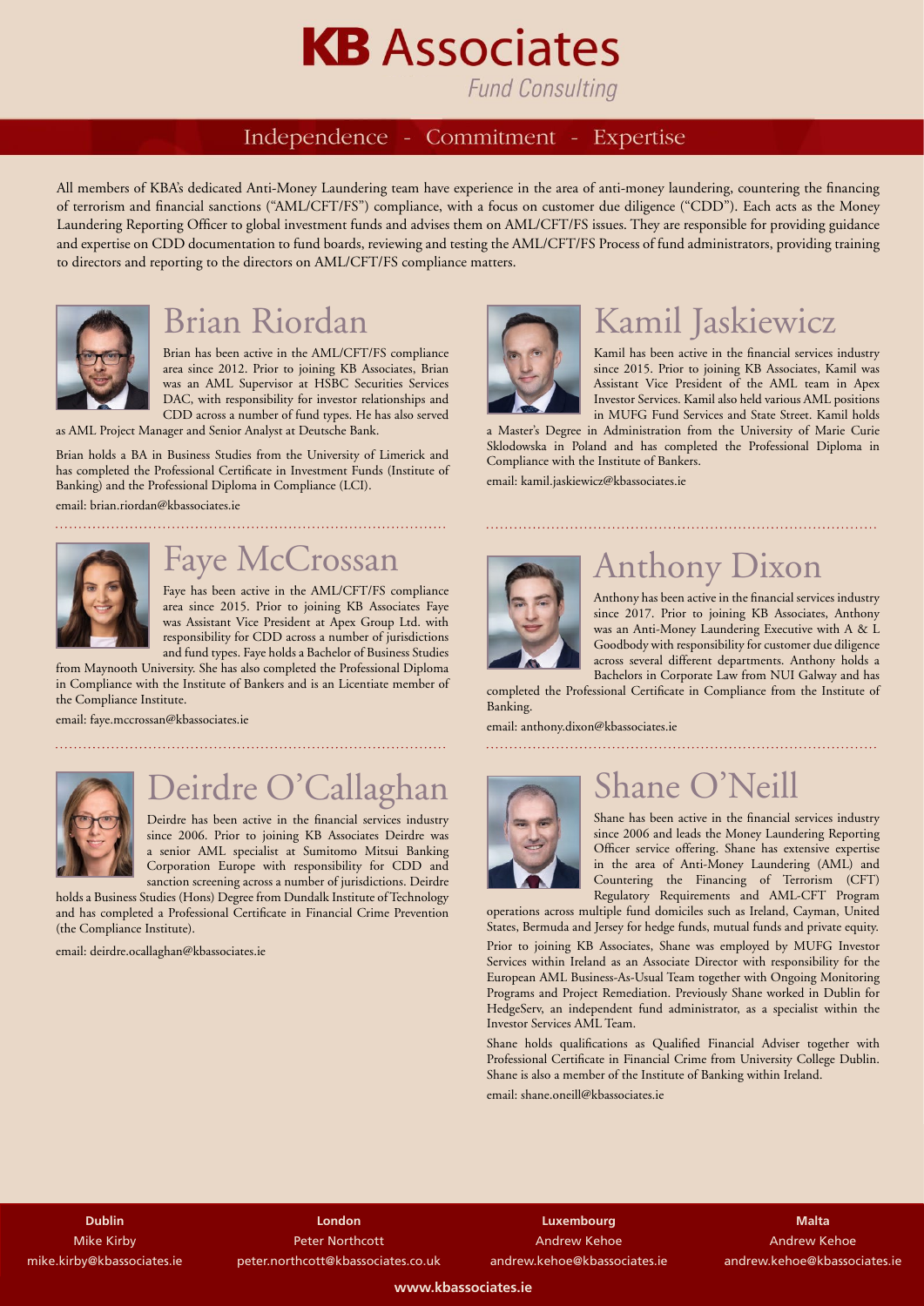# KB Associates

*Fund Consulting*

Independence - Commitment - Expertise

All members of KBA's dedicated Anti-Money Laundering team have experience in the area of anti-money laundering, countering the financing of terrorism and financial sanctions ("AML/CFT/FS") compliance, with a focus on customer due diligence ("CDD"). Each acts as the Money Laundering Reporting Officer to global investment funds and advises them on AML/CFT/FS issues. They are responsible for providing guidance and expertise on CDD documentation to fund boards, reviewing and testing the AML/CFT/FS Process of fund administrators, providing training to directors and reporting to the directors on AML/CFT/FS compliance matters.

## Brian Riordan

Brian has been active in the AML/CFT/FS compliance area since 2012. Prior to joining KB Associates, Brian was an AML Supervisor at HSBC Securities Services DAC, with responsibility for investor relationships and CDD across a number of fund types. He has also served as AML Project Manager and Senior Analyst at Deutsche Bank.

Brian holds a BA in Business Studies from the University of Limerick and has completed the Professional Certificate in Investment Funds (Institute of Banking) and the Professional Diploma in Compliance (LCI).

email: brian.riordan@kbassociates.ie

## Faye McCrossan

Faye has been active in the AML/CFT/FS compliance area since 2015. Prior to joining KB Associates Faye was Assistant Vice President at Apex Group Ltd. with responsibility for CDD across a number of jurisdictions and fund types. Faye holds a Bachelor of Business Studies from Maynooth University. She has also completed the Professional Diploma in Compliance with the Institute of Bankers and is an Licentiate member of the Compliance Institute.

email: faye.mccrossan@kbassociates.ie

## Deirdre O'Callaghan

Deirdre has been active in the financial services industry since 2006. Prior to joining KB Associates Deirdre was a senior AML specialist at Sumitomo Mitsui Banking Corporation Europe with responsibility for CDD and sanction screening across a number of jurisdictions. Deirdre holds a Business Studies (Hons) Degree from Dundalk Institute of Technology and has completed a Professional Certificate in Financial Crime Prevention (the Compliance Institute).

email: deirdre.ocallaghan@kbassociates.ie

## Kamil Jaskiewicz

Kamil has been active in the financial services industry since 2015. Prior to joining KB Associates, Kamil was Assistant Vice President of the AML team in Apex Investor Services. Kamil also held various AML positions in MUFG Fund Services and State Street. Kamil holds a Master's Degree in Administration from the University of Marie Curie Sklodowska in Poland and has completed the Professional Diploma in Compliance with the Institute of Bankers.

email: kamil.jaskiewicz@kbassociates.ie

## Anthony Dixon

Anthony has been active in the financial services industry since 2017. Prior to joining KB Associates, Anthony was an Anti-Money Laundering Executive with A & L Goodbody with responsibility for customer due diligence across several different departments. Anthony holds a Bachelors in Corporate Law from NUI Galway and has completed the Professional Certificate in Compliance from the Institute of Banking.

email: anthony.dixon@kbassociates.ie

## Shane O'Neill

Shane has been active in the financial services industry since 2006 and leads the Money Laundering Reporting Officer service offering. Shane has extensive expertise in the area of Anti-Money Laundering (AML) and Countering the Financing of Terrorism (CFT) Regulatory Requirements and AML-CFT Program operations across multiple fund domiciles such as Ireland, Cayman, United States, Bermuda and Jersey for hedge funds, mutual funds and private equity.

Prior to joining KB Associates, Shane was employed by MUFG Investor Services within Ireland as an Associate Director with responsibility for the European AML Business-As-Usual Team together with Ongoing Monitoring Programs and Project Remediation. Previously Shane worked in Dublin for HedgeServ, an independent fund administrator, as a specialist within the Investor Services AML Team.

Shane holds qualifications as Qualified Financial Adviser together with Professional Certificate in Financial Crime from University College Dublin. Shane is also a member of the Institute of Banking within Ireland.

email: shane.oneill@kbassociates.ie

**Dublin**
Mike Kirby
mike.kirby@kbassociates.ie

**London**
Peter Northcott
peter.northcott@kbassociates.co.uk

**Luxembourg**
Andrew Kehoe
andrew.kehoe@kbassociates.ie

**Malta**
Andrew Kehoe
andrew.kehoe@kbassociates.ie

**www.kbassociates.ie**